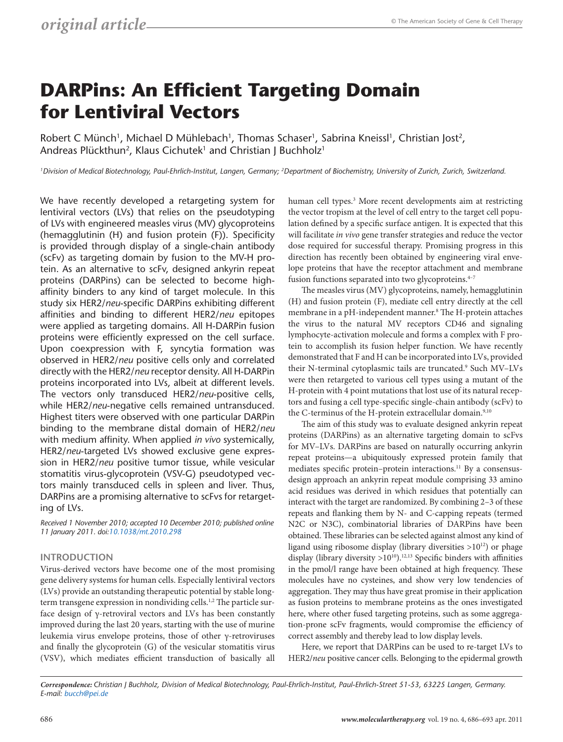# DARPins: An Efficient Targeting Domain for Lentiviral Vectors

Robert C Münch[1], Michael D Mühlebach[1], Thomas Schaser[1], Sabrina Kneissl[1], Christian Jost[2], Andreas Plückthun[2], Klaus Cichutek[1] and Christian J Buchholz[1]

*[1]Division of Medical Biotechnology, Paul-Ehrlich-Institut, Langen, Germany; [2]Department of Biochemistry, University of Zurich, Zurich, Switzerland.*

We have recently developed a retargeting system for lentiviral vectors (LVs) that relies on the pseudotyping of LVs with engineered measles virus (MV) glycoproteins (hemagglutinin (H) and fusion protein (F)). Specificity is provided through display of a single-chain antibody (scFv) as targeting domain by fusion to the MV-H protein. As an alternative to scFv, designed ankyrin repeat proteins (DARPins) can be selected to become high-affinity binders to any kind of target molecule. In this study six HER2/*neu*-specific DARPins exhibiting different affinities and binding to different HER2/*neu* epitopes were applied as targeting domains. All H-DARPin fusion proteins were efficiently expressed on the cell surface. Upon coexpression with F, syncytia formation was observed in HER2/*neu* positive cells only and correlated directly with the HER2/*neu* receptor density. All H-DARPin proteins incorporated into LVs, albeit at different levels. The vectors only transduced HER2/*neu*-positive cells, while HER2/*neu*-negative cells remained untransduced. Highest titers were observed with one particular DARPin binding to the membrane distal domain of HER2/*neu* with medium affinity. When applied *in vivo* systemically, HER2/*neu*-targeted LVs showed exclusive gene expression in HER2/*neu* positive tumor tissue, while vesicular stomatitis virus-glycoprotein (VSV-G) pseudotyped vectors mainly transduced cells in spleen and liver. Thus, DARPins are a promising alternative to scFvs for retargeting of LVs.

*Received 1 November 2010; accepted 10 December 2010; published online 11 January 2011. doi:10.1038/mt.2010.298*

## INTRODUCTION

Virus-derived vectors have become one of the most promising gene delivery systems for human cells. Especially lentiviral vectors (LVs) provide an outstanding therapeutic potential by stable long-term transgene expression in nondividing cells.[1,2] The particle surface design of γ-retroviral vectors and LVs has been constantly improved during the last 20 years, starting with the use of murine leukemia virus envelope proteins, those of other γ-retroviruses and finally the glycoprotein (G) of the vesicular stomatitis virus (VSV), which mediates efficient transduction of basically all human cell types.[3] More recent developments aim at restricting the vector tropism at the level of cell entry to the target cell population defined by a specific surface antigen. It is expected that this will facilitate *in vivo* gene transfer strategies and reduce the vector dose required for successful therapy. Promising progress in this direction has recently been obtained by engineering viral envelope proteins that have the receptor attachment and membrane fusion functions separated into two glycoproteins.[4–7]

The measles virus (MV) glycoproteins, namely, hemagglutinin (H) and fusion protein (F), mediate cell entry directly at the cell membrane in a pH-independent manner.[8] The H-protein attaches the virus to the natural MV receptors CD46 and signaling lymphocyte-activation molecule and forms a complex with F protein to accomplish its fusion helper function. We have recently demonstrated that F and H can be incorporated into LVs, provided their N-terminal cytoplasmic tails are truncated.[9] Such MV–LVs were then retargeted to various cell types using a mutant of the H-protein with 4 point mutations that lost use of its natural receptors and fusing a cell type-specific single-chain antibody (scFv) to the C-terminus of the H-protein extracellular domain.[9,10]

The aim of this study was to evaluate designed ankyrin repeat proteins (DARPins) as an alternative targeting domain to scFvs for MV–LVs. DARPins are based on naturally occurring ankyrin repeat proteins—a ubiquitously expressed protein family that mediates specific protein–protein interactions.[11] By a consensus-design approach an ankyrin repeat module comprising 33 amino acid residues was derived in which residues that potentially can interact with the target are randomized. By combining 2–3 of these repeats and flanking them by N- and C-capping repeats (termed N2C or N3C), combinatorial libraries of DARPins have been obtained. These libraries can be selected against almost any kind of ligand using ribosome display (library diversities $>10^{12}$) or phage display (library diversity $>10^{10}$).[12,13] Specific binders with affinities in the pmol/l range have been obtained at high frequency. These molecules have no cysteines, and show very low tendencies of aggregation. They may thus have great promise in their application as fusion proteins to membrane proteins as the ones investigated here, where other fused targeting proteins, such as some aggregation-prone scFv fragments, would compromise the efficiency of correct assembly and thereby lead to low display levels.

Here, we report that DARPins can be used to re-target LVs to HER2/*neu* positive cancer cells. Belonging to the epidermal growth

*Correspondence: Christian J Buchholz, Division of Medical Biotechnology, Paul-Ehrlich-Institut, Paul-Ehrlich-Street 51-53, 63225 Langen, Germany. E-mail: bucch@pei.de*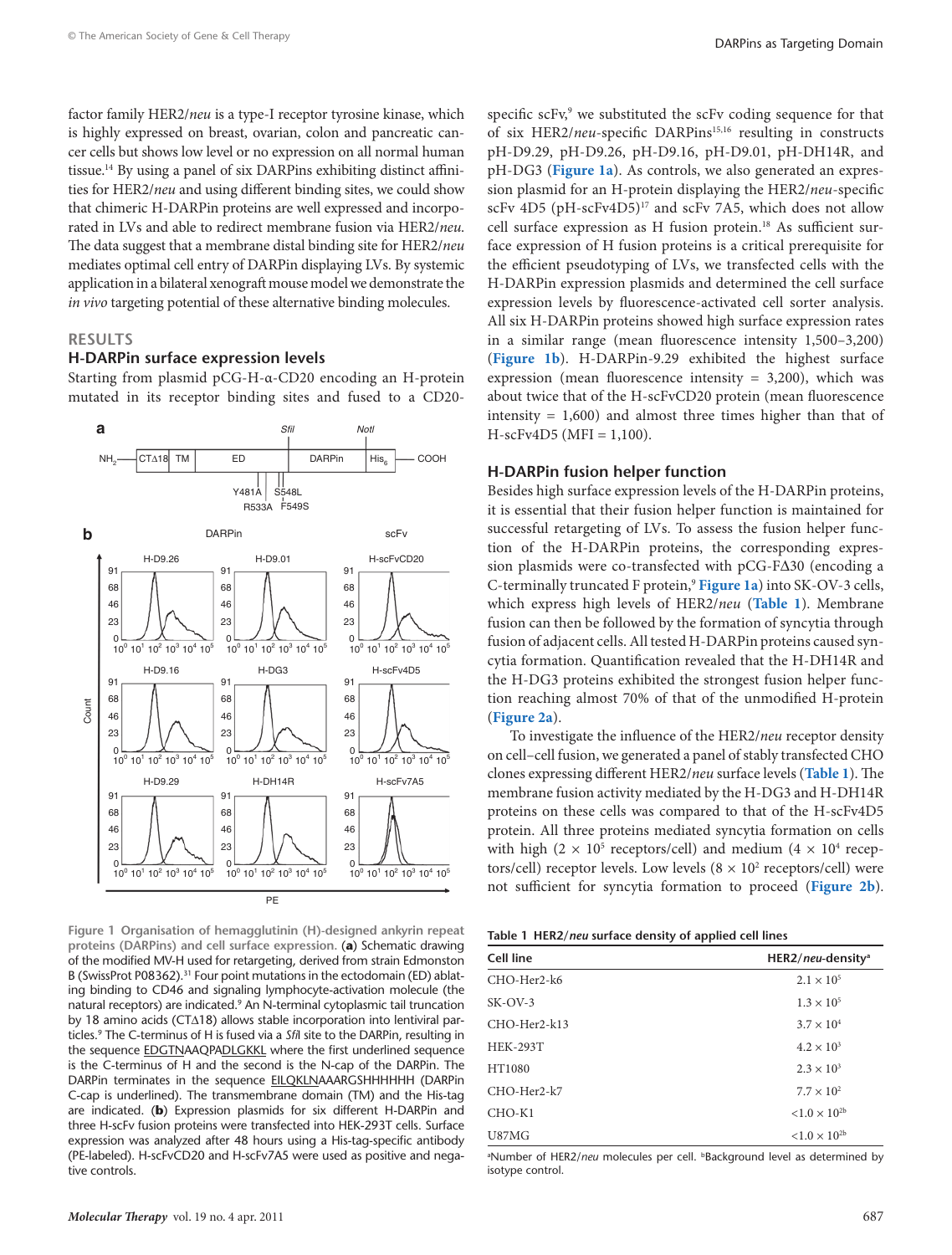factor family HER2/*neu* is a type-I receptor tyrosine kinase, which is highly expressed on breast, ovarian, colon and pancreatic cancer cells but shows low level or no expression on all normal human tissue.[14] By using a panel of six DARPins exhibiting distinct affinities for HER2/*neu* and using different binding sites, we could show that chimeric H-DARPin proteins are well expressed and incorporated in LVs and able to redirect membrane fusion via HER2/*neu*. The data suggest that a membrane distal binding site for HER2/*neu* mediates optimal cell entry of DARPin displaying LVs. By systemic application in a bilateral xenograft mouse model we demonstrate the *in vivo* targeting potential of these alternative binding molecules.

## RESULTS

### H-DARPin surface expression levels

Starting from plasmid pCG-H-α-CD20 encoding an H-protein mutated in its receptor binding sites and fused to a CD20-specific scFv,[9] we substituted the scFv coding sequence for that of six HER2/*neu*-specific DARPins[15,16] resulting in constructs pH-D9.29, pH-D9.26, pH-D9.16, pH-D9.01, pH-DH14R, and pH-DG3 (**Figure 1a**). As controls, we also generated an expression plasmid for an H-protein displaying the HER2/*neu*-specific scFv 4D5 (pH-scFv4D5)[17] and scFv 7A5, which does not allow cell surface expression as H fusion protein.[18] As sufficient surface expression of H fusion proteins is a critical prerequisite for the efficient pseudotyping of LVs, we transfected cells with the H-DARPin expression plasmids and determined the cell surface expression levels by fluorescence-activated cell sorter analysis. All six H-DARPin proteins showed high surface expression rates in a similar range (mean fluorescence intensity 1,500–3,200) (**Figure 1b**). H-DARPin-9.29 exhibited the highest surface expression (mean fluorescence intensity = 3,200), which was about twice that of the H-scFvCD20 protein (mean fluorescence intensity = 1,600) and almost three times higher than that of H-scFv4D5 (MFI = 1,100).

**Figure 1 Organisation of hemagglutinin (H)-designed ankyrin repeat proteins (DARPins) and cell surface expression.** (**a**) Schematic drawing of the modified MV-H used for retargeting, derived from strain Edmonston B (SwissProt P08362).[31] Four point mutations in the ectodomain (ED) ablating binding to CD46 and signaling lymphocyte-activation molecule (the natural receptors) are indicated.[9] An N-terminal cytoplasmic tail truncation by 18 amino acids (CTΔ18) allows stable incorporation into lentiviral particles.[9] The C-terminus of H is fused via a *Sfi*I site to the DARPin, resulting in the sequence EDGTNAAQPADLGKKL where the first underlined sequence is the C-terminus of H and the second is the N-cap of the DARPin. The DARPin terminates in the sequence EILQKLNAAARGSHHHHHH (DARPin C-cap is underlined). The transmembrane domain (TM) and the His-tag are indicated. (**b**) Expression plasmids for six different H-DARPin and three H-scFv fusion proteins were transfected into HEK-293T cells. Surface expression was analyzed after 48 hours using a His-tag-specific antibody (PE-labeled). H-scFvCD20 and H-scFv7A5 were used as positive and negative controls.

### H-DARPin fusion helper function

Besides high surface expression levels of the H-DARPin proteins, it is essential that their fusion helper function is maintained for successful retargeting of LVs. To assess the fusion helper function of the H-DARPin proteins, the corresponding expression plasmids were co-transfected with pCG-FΔ30 (encoding a C-terminally truncated F protein,[9] **Figure 1a**) into SK-OV-3 cells, which express high levels of HER2/*neu* (**Table 1**). Membrane fusion can then be followed by the formation of syncytia through fusion of adjacent cells. All tested H-DARPin proteins caused syncytia formation. Quantification revealed that the H-DH14R and the H-DG3 proteins exhibited the strongest fusion helper function reaching almost 70% of that of the unmodified H-protein (**Figure 2a**).

To investigate the influence of the HER2/*neu* receptor density on cell–cell fusion, we generated a panel of stably transfected CHO clones expressing different HER2/*neu* surface levels (**Table 1**). The membrane fusion activity mediated by the H-DG3 and H-DH14R proteins on these cells was compared to that of the H-scFv4D5 protein. All three proteins mediated syncytia formation on cells with high ($2 \times 10^5$ receptors/cell) and medium ($4 \times 10^4$ receptors/cell) receptor levels. Low levels ($8 \times 10^2$ receptors/cell) were not sufficient for syncytia formation to proceed (**Figure 2b**).

**Table 1 HER2/*neu* surface density of applied cell lines**

| Cell line | HER2/*neu*-density[a] |
|---|---|
| CHO-Her2-k6 | $2.1 \times 10^5$ |
| SK-OV-3 | $1.3 \times 10^5$ |
| CHO-Her2-k13 | $3.7 \times 10^4$ |
| HEK-293T | $4.2 \times 10^3$ |
| HT1080 | $2.3 \times 10^3$ |
| CHO-Her2-k7 | $7.7 \times 10^2$ |
| CHO-K1 | $<1.0 \times 10^2$[b] |
| U87MG | $<1.0 \times 10^2$[b] |

[a]Number of HER2/*neu* molecules per cell. [b]Background level as determined by isotype control.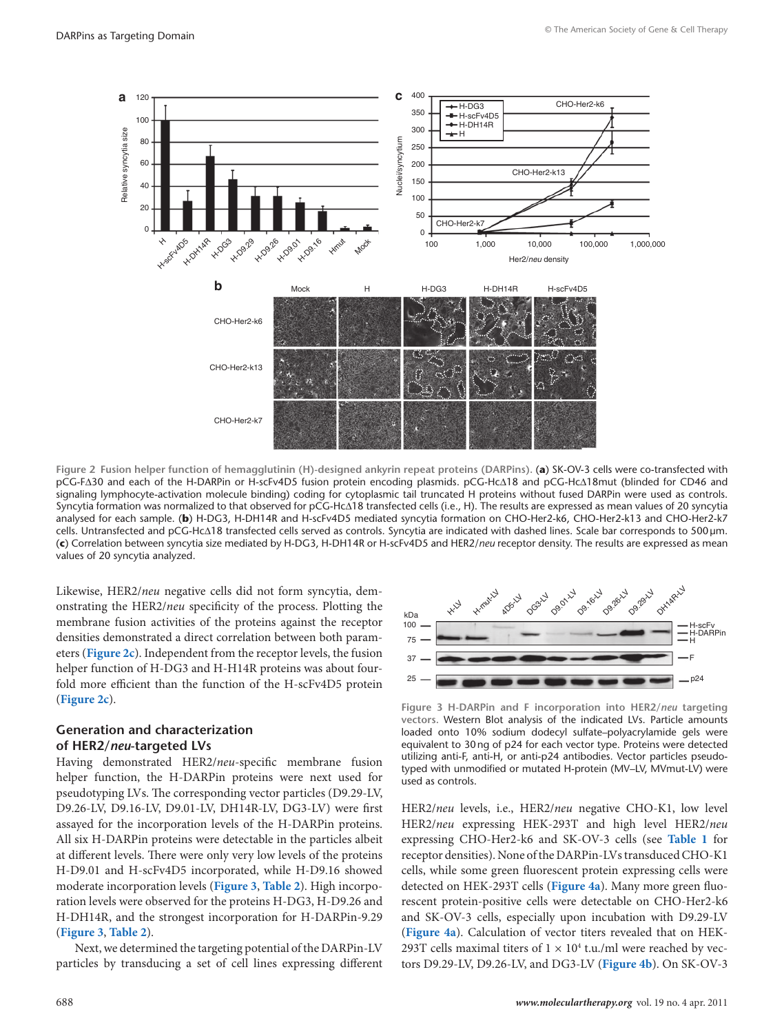**Figure 2 Fusion helper function of hemagglutinin (H)-designed ankyrin repeat proteins (DARPins).** (**a**) SK-OV-3 cells were co-transfected with pCG-FΔ30 and each of the H-DARPin or H-scFv4D5 fusion protein encoding plasmids. pCG-HcΔ18 and pCG-HcΔ18mut (blinded for CD46 and signaling lymphocyte-activation molecule binding) coding for cytoplasmic tail truncated H proteins without fused DARPin were used as controls. Syncytia formation was normalized to that observed for pCG-HcΔ18 transfected cells (i.e., H). The results are expressed as mean values of 20 syncytia analysed for each sample. (**b**) H-DG3, H-DH14R and H-scFv4D5 mediated syncytia formation on CHO-Her2-k6, CHO-Her2-k13 and CHO-Her2-k7 cells. Untransfected and pCG-HcΔ18 transfected cells served as controls. Syncytia are indicated with dashed lines. Scale bar corresponds to 500 μm. (**c**) Correlation between syncytia size mediated by H-DG3, H-DH14R or H-scFv4D5 and HER2/*neu* receptor density. The results are expressed as mean values of 20 syncytia analyzed.

Likewise, HER2/*neu* negative cells did not form syncytia, demonstrating the HER2/*neu* specificity of the process. Plotting the membrane fusion activities of the proteins against the receptor densities demonstrated a direct correlation between both parameters (**Figure 2c**). Independent from the receptor levels, the fusion helper function of H-DG3 and H-H14R proteins was about fourfold more efficient than the function of the H-scFv4D5 protein (**Figure 2c**).

## Generation and characterization of HER2/*neu*-targeted LVs

Having demonstrated HER2/*neu*-specific membrane fusion helper function, the H-DARPin proteins were next used for pseudotyping LVs. The corresponding vector particles (D9.29-LV, D9.26-LV, D9.16-LV, D9.01-LV, DH14R-LV, DG3-LV) were first assayed for the incorporation levels of the H-DARPin proteins. All six H-DARPin proteins were detectable in the particles albeit at different levels. There were only very low levels of the proteins H-D9.01 and H-scFv4D5 incorporated, while H-D9.16 showed moderate incorporation levels (**Figure 3**, **Table 2**). High incorporation levels were observed for the proteins H-DG3, H-D9.26 and H-DH14R, and the strongest incorporation for H-DARPin-9.29 (**Figure 3**, **Table 2**).

Next, we determined the targeting potential of the DARPin-LV particles by transducing a set of cell lines expressing different

**Figure 3 H-DARPin and F incorporation into HER2/*neu* targeting vectors.** Western Blot analysis of the indicated LVs. Particle amounts loaded onto 10% sodium dodecyl sulfate–polyacrylamide gels were equivalent to 30 ng of p24 for each vector type. Proteins were detected utilizing anti-F, anti-H, or anti-p24 antibodies. Vector particles pseudotyped with unmodified or mutated H-protein (MV–LV, MVmut-LV) were used as controls.

HER2/*neu* levels, i.e., HER2/*neu* negative CHO-K1, low level HER2/*neu* expressing HEK-293T and high level HER2/*neu* expressing CHO-Her2-k6 and SK-OV-3 cells (see **Table 1** for receptor densities). None of the DARPin-LVs transduced CHO-K1 cells, while some green fluorescent protein expressing cells were detected on HEK-293T cells (**Figure 4a**). Many more green fluorescent protein-positive cells were detectable on CHO-Her2-k6 and SK-OV-3 cells, especially upon incubation with D9.29-LV (**Figure 4a**). Calculation of vector titers revealed that on HEK-293T cells maximal titers of $1 \times 10^4$ t.u./ml were reached by vectors D9.29-LV, D9.26-LV, and DG3-LV (**Figure 4b**). On SK-OV-3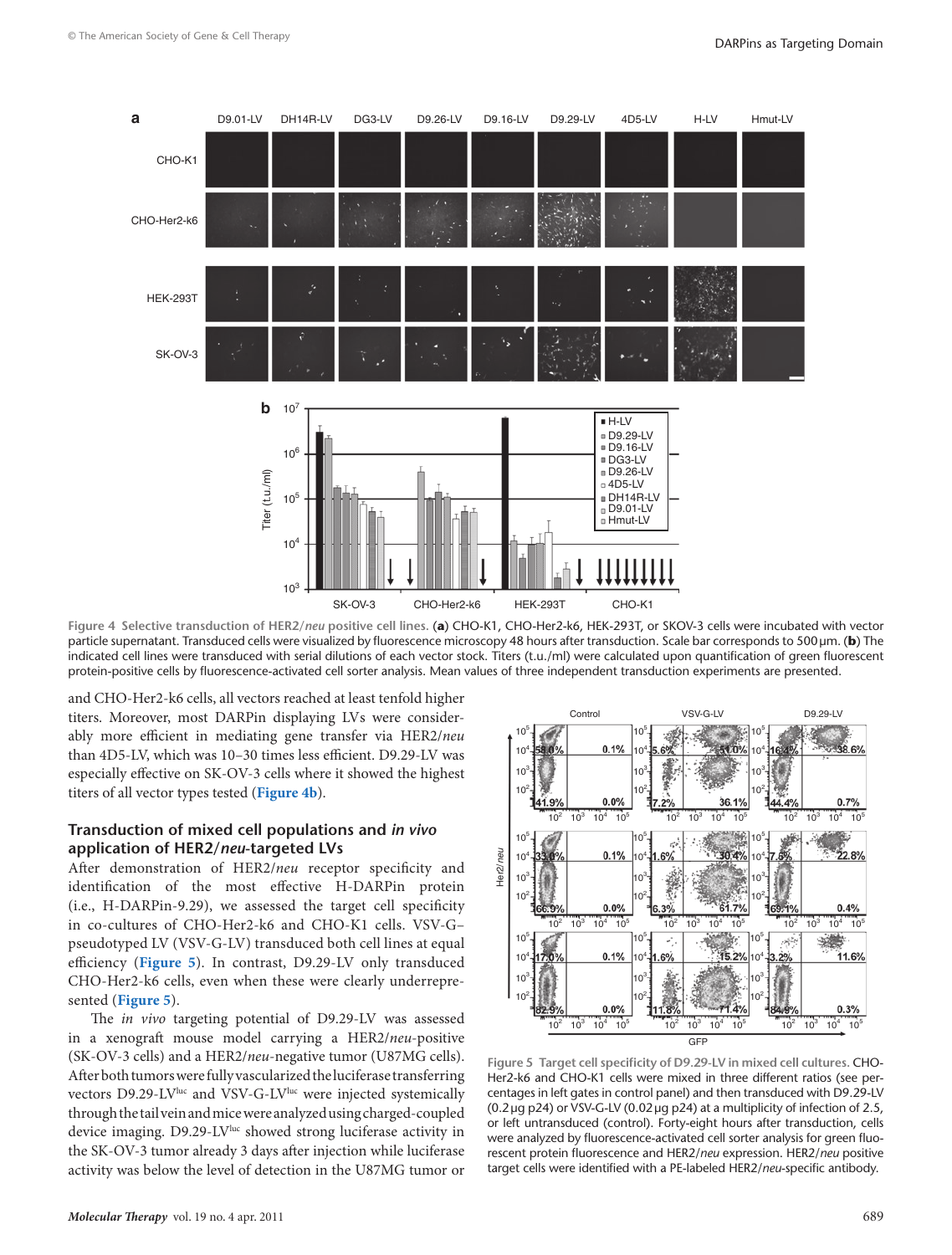**Figure 4 Selective transduction of HER2/*neu* positive cell lines.** (**a**) CHO-K1, CHO-Her2-k6, HEK-293T, or SKOV-3 cells were incubated with vector particle supernatant. Transduced cells were visualized by fluorescence microscopy 48 hours after transduction. Scale bar corresponds to 500 µm. (**b**) The indicated cell lines were transduced with serial dilutions of each vector stock. Titers (t.u./ml) were calculated upon quantification of green fluorescent protein-positive cells by fluorescence-activated cell sorter analysis. Mean values of three independent transduction experiments are presented.

and CHO-Her2-k6 cells, all vectors reached at least tenfold higher titers. Moreover, most DARPin displaying LVs were considerably more efficient in mediating gene transfer via HER2/*neu* than 4D5-LV, which was 10–30 times less efficient. D9.29-LV was especially effective on SK-OV-3 cells where it showed the highest titers of all vector types tested (**Figure 4b**).

### Transduction of mixed cell populations and *in vivo* application of HER2/*neu*-targeted LVs

After demonstration of HER2/*neu* receptor specificity and identification of the most effective H-DARPin protein (i.e., H-DARPin-9.29), we assessed the target cell specificity in co-cultures of CHO-Her2-k6 and CHO-K1 cells. VSV-G–pseudotyped LV (VSV-G-LV) transduced both cell lines at equal efficiency (**Figure 5**). In contrast, D9.29-LV only transduced CHO-Her2-k6 cells, even when these were clearly underrepresented (**Figure 5**).

The *in vivo* targeting potential of D9.29-LV was assessed in a xenograft mouse model carrying a HER2/*neu*-positive (SK-OV-3 cells) and a HER2/*neu*-negative tumor (U87MG cells). After both tumors were fully vascularized the luciferase transferring vectors D9.29-LV[luc] and VSV-G-LV[luc] were injected systemically through the tail vein and mice were analyzed using charged-coupled device imaging. D9.29-LV[luc] showed strong luciferase activity in the SK-OV-3 tumor already 3 days after injection while luciferase activity was below the level of detection in the U87MG tumor or

**Figure 5 Target cell specificity of D9.29-LV in mixed cell cultures.** CHO-Her2-k6 and CHO-K1 cells were mixed in three different ratios (see percentages in left gates in control panel) and then transduced with D9.29-LV (0.2 µg p24) or VSV-G-LV (0.02 µg p24) at a multiplicity of infection of 2.5, or left untransduced (control). Forty-eight hours after transduction, cells were analyzed by fluorescence-activated cell sorter analysis for green fluorescent protein fluorescence and HER2/*neu* expression. HER2/*neu* positive target cells were identified with a PE-labeled HER2/*neu*-specific antibody.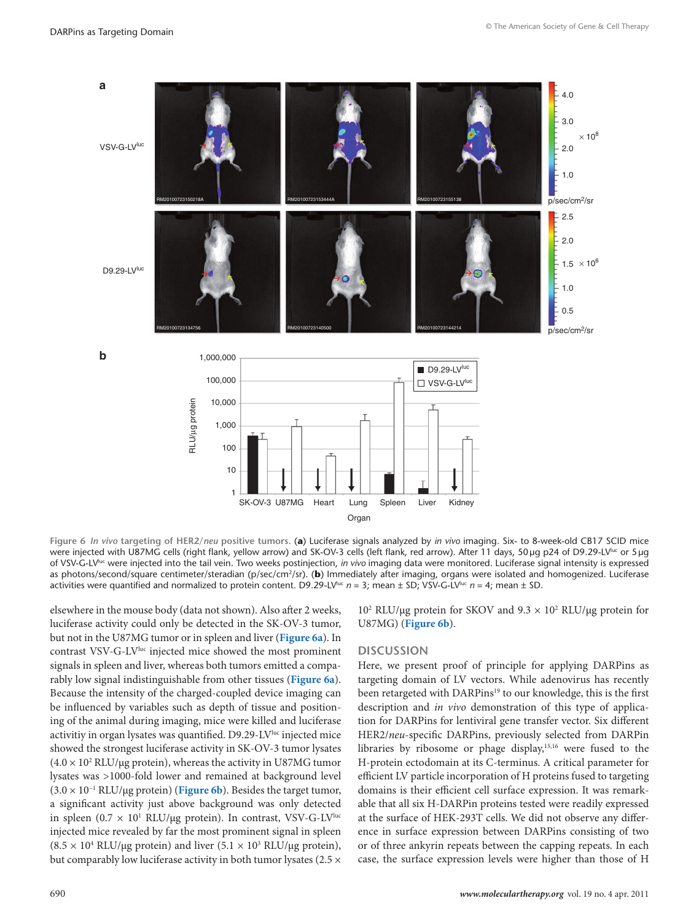Figure 6 *In vivo* targeting of HER2/*neu* positive tumors. (**a**) Luciferase signals analyzed by *in vivo* imaging. Six- to 8-week-old CB17 SCID mice were injected with U87MG cells (right flank, yellow arrow) and SK-OV-3 cells (left flank, red arrow). After 11 days, 50 µg p24 of D9.29-LV$^{luc}$ or 5 µg of VSV-G-LV$^{luc}$ were injected into the tail vein. Two weeks postinjection, *in vivo* imaging data were monitored. Luciferase signal intensity is expressed as photons/second/square centimeter/steradian (p/sec/cm$^2$/sr). (**b**) Immediately after imaging, organs were isolated and homogenized. Luciferase activities were quantified and normalized to protein content. D9.29-LV$^{luc}$ $n = 3$; mean ± SD; VSV-G-LV$^{luc}$ $n = 4$; mean ± SD.

elsewhere in the mouse body (data not shown). Also after 2 weeks, luciferase activity could only be detected in the SK-OV-3 tumor, but not in the U87MG tumor or in spleen and liver (Figure 6a). In contrast VSV-G-LV$^{luc}$ injected mice showed the most prominent signals in spleen and liver, whereas both tumors emitted a comparably low signal indistinguishable from other tissues (Figure 6a). Because the intensity of the charged-coupled device imaging can be influenced by variables such as depth of tissue and positioning of the animal during imaging, mice were killed and luciferase activitiy in organ lysates was quantified. D9.29-LV$^{luc}$ injected mice showed the strongest luciferase activity in SK-OV-3 tumor lysates ($4.0 \times 10^2$ RLU/µg protein), whereas the activity in U87MG tumor lysates was >1000-fold lower and remained at background level ($3.0 \times 10^{-1}$ RLU/µg protein) (Figure 6b). Besides the target tumor, a significant activity just above background was only detected in spleen ($0.7 \times 10^1$ RLU/µg protein). In contrast, VSV-G-LV$^{luc}$ injected mice revealed by far the most prominent signal in spleen ($8.5 \times 10^4$ RLU/µg protein) and liver ($5.1 \times 10^3$ RLU/µg protein), but comparably low luciferase activity in both tumor lysates ($2.5 \times 10^2$ RLU/µg protein for SKOV and $9.3 \times 10^2$ RLU/µg protein for U87MG) (Figure 6b).

## DISCUSSION

Here, we present proof of principle for applying DARPins as targeting domain of LV vectors. While adenovirus has recently been retargeted with DARPins[19] to our knowledge, this is the first description and *in vivo* demonstration of this type of application for DARPins for lentiviral gene transfer vector. Six different HER2/*neu*-specific DARPins, previously selected from DARPin libraries by ribosome or phage display,[15,16] were fused to the H-protein ectodomain at its C-terminus. A critical parameter for efficient LV particle incorporation of H proteins fused to targeting domains is their efficient cell surface expression. It was remarkable that all six H-DARPin proteins tested were readily expressed at the surface of HEK-293T cells. We did not observe any difference in surface expression between DARPins consisting of two or of three ankyrin repeats between the capping repeats. In each case, the surface expression levels were higher than those of H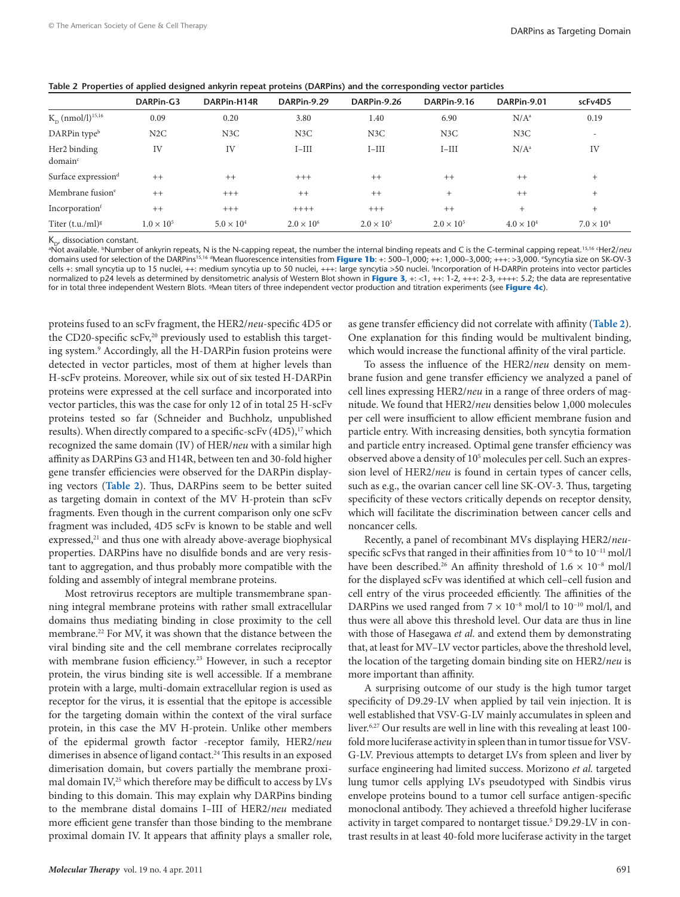**Table 2 Properties of applied designed ankyrin repeat proteins (DARPins) and the corresponding vector particles**

| | DARPin-G3 | DARPin-H14R | DARPin-9.29 | DARPin-9.26 | DARPin-9.16 | DARPin-9.01 | scFv4D5 |
|---|---|---|---|---|---|---|---|
| $K_D$ (nmol/l)[15,16] | 0.09 | 0.20 | 3.80 | 1.40 | 6.90 | N/A[a] | 0.19 |
| DARPin type[b] | N2C | N3C | N3C | N3C | N3C | N3C | - |
| Her2 binding domain[c] | IV | IV | I–III | I–III | I–III | N/A[a] | IV |
| Surface expression[d] | ++ | ++ | +++ | ++ | ++ | ++ | + |
| Membrane fusion[e] | ++ | +++ | ++ | ++ | + | ++ | + |
| Incorporation[f] | ++ | +++ | ++++ | +++ | ++ | + | + |
| Titer (t.u./ml)[g] | $1.0 \times 10^5$ | $5.0 \times 10^4$ | $2.0 \times 10^6$ | $2.0 \times 10^5$ | $2.0 \times 10^5$ | $4.0 \times 10^4$ | $7.0 \times 10^4$ |

$K_D$, dissociation constant.
[a]Not available. [b]Number of ankyrin repeats, N is the N-capping repeat, the number the internal binding repeats and C is the C-terminal capping repeat.[15,16] [c]Her2/*neu* domains used for selection of the DARPins[15,16] [d]Mean fluorescence intensities from **Figure 1b**: +: 500–1,000; ++: 1,000–3,000; +++: >3,000. [e]Syncytia size on SK-OV-3 cells +: small syncytia up to 15 nuclei, ++: medium syncytia up to 50 nuclei, +++: large syncytia >50 nuclei. [f]Incorporation of H-DARPin proteins into vector particles normalized to p24 levels as determined by densitometric analysis of Western Blot shown in **Figure 3**, +: <1, ++: 1-2, +++: 2-3, ++++: 5.2; the data are representative for in total three independent Western Blots. [g]Mean titers of three independent vector production and titration experiments (see **Figure 4c**).

proteins fused to an scFv fragment, the HER2/*neu*-specific 4D5 or the CD20-specific scFv,[20] previously used to establish this targeting system.[9] Accordingly, all the H-DARPin fusion proteins were detected in vector particles, most of them at higher levels than H-scFv proteins. Moreover, while six out of six tested H-DARPin proteins were expressed at the cell surface and incorporated into vector particles, this was the case for only 12 of in total 25 H-scFv proteins tested so far (Schneider and Buchholz, unpublished results). When directly compared to a specific-scFv (4D5),[17] which recognized the same domain (IV) of HER/*neu* with a similar high affinity as DARPins G3 and H14R, between ten and 30-fold higher gene transfer efficiencies were observed for the DARPin displaying vectors (**Table 2**). Thus, DARPins seem to be better suited as targeting domain in context of the MV H-protein than scFv fragments. Even though in the current comparison only one scFv fragment was included, 4D5 scFv is known to be stable and well expressed,[21] and thus one with already above-average biophysical properties. DARPins have no disulfide bonds and are very resistant to aggregation, and thus probably more compatible with the folding and assembly of integral membrane proteins.

Most retrovirus receptors are multiple transmembrane spanning integral membrane proteins with rather small extracellular domains thus mediating binding in close proximity to the cell membrane.[22] For MV, it was shown that the distance between the viral binding site and the cell membrane correlates reciprocally with membrane fusion efficiency.[23] However, in such a receptor protein, the virus binding site is well accessible. If a membrane protein with a large, multi-domain extracellular region is used as receptor for the virus, it is essential that the epitope is accessible for the targeting domain within the context of the viral surface protein, in this case the MV H-protein. Unlike other members of the epidermal growth factor -receptor family, HER2/*neu* dimerises in absence of ligand contact.[24] This results in an exposed dimerisation domain, but covers partially the membrane proximal domain IV,[25] which therefore may be difficult to access by LVs binding to this domain. This may explain why DARPins binding to the membrane distal domains I–III of HER2/*neu* mediated more efficient gene transfer than those binding to the membrane proximal domain IV. It appears that affinity plays a smaller role, as gene transfer efficiency did not correlate with affinity (**Table 2**). One explanation for this finding would be multivalent binding, which would increase the functional affinity of the viral particle.

To assess the influence of the HER2/*neu* density on membrane fusion and gene transfer efficiency we analyzed a panel of cell lines expressing HER2/*neu* in a range of three orders of magnitude. We found that HER2/*neu* densities below 1,000 molecules per cell were insufficient to allow efficient membrane fusion and particle entry. With increasing densities, both syncytia formation and particle entry increased. Optimal gene transfer efficiency was observed above a density of $10^5$ molecules per cell. Such an expression level of HER2/*neu* is found in certain types of cancer cells, such as e.g., the ovarian cancer cell line SK-OV-3. Thus, targeting specificity of these vectors critically depends on receptor density, which will facilitate the discrimination between cancer cells and noncancer cells.

Recently, a panel of recombinant MVs displaying HER2/*neu*-specific scFvs that ranged in their affinities from $10^{-6}$ to $10^{-11}$ mol/l have been described.[26] An affinity threshold of $1.6 \times 10^{-8}$ mol/l for the displayed scFv was identified at which cell–cell fusion and cell entry of the virus proceeded efficiently. The affinities of the DARPins we used ranged from $7 \times 10^{-8}$ mol/l to $10^{-10}$ mol/l, and thus were all above this threshold level. Our data are thus in line with those of Hasegawa *et al.* and extend them by demonstrating that, at least for MV–LV vector particles, above the threshold level, the location of the targeting domain binding site on HER2/*neu* is more important than affinity.

A surprising outcome of our study is the high tumor target specificity of D9.29-LV when applied by tail vein injection. It is well established that VSV-G-LV mainly accumulates in spleen and liver.[6,27] Our results are well in line with this revealing at least 100-fold more luciferase activity in spleen than in tumor tissue for VSV-G-LV. Previous attempts to detarget LVs from spleen and liver by surface engineering had limited success. Morizono *et al.* targeted lung tumor cells applying LVs pseudotyped with Sindbis virus envelope proteins bound to a tumor cell surface antigen-specific monoclonal antibody. They achieved a threefold higher luciferase activity in target compared to nontarget tissue.[5] D9.29-LV in contrast results in at least 40-fold more luciferase activity in the target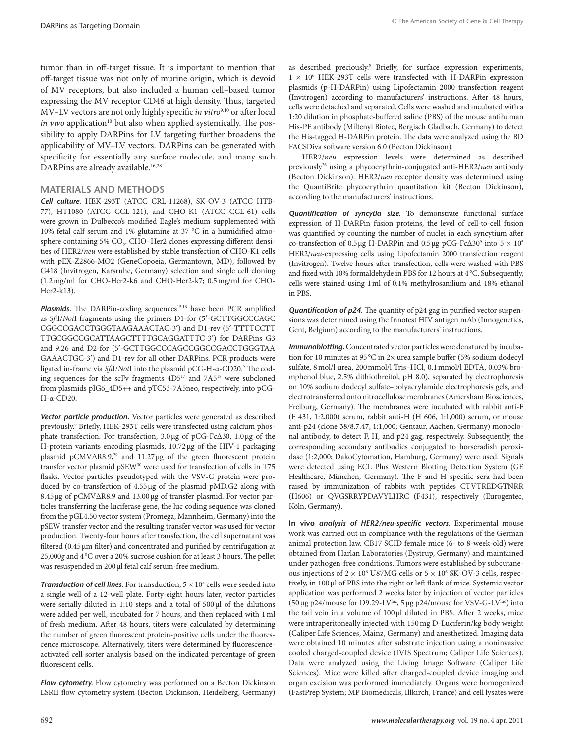tumor than in off-target tissue. It is important to mention that off-target tissue was not only of murine origin, which is devoid of MV receptors, but also included a human cell–based tumor expressing the MV receptor CD46 at high density. Thus, targeted MV–LV vectors are not only highly specific *in vitro*[9,10] or after local *in vivo* application[10] but also when applied systemically. The possibility to apply DARPins for LV targeting further broadens the applicability of MV–LV vectors. DARPins can be generated with specificity for essentially any surface molecule, and many such DARPins are already available.[16,28]

## MATERIALS AND METHODS

***Cell culture.*** HEK-293T (ATCC CRL-11268), SK-OV-3 (ATCC HTB-77), HT1080 (ATCC CCL-121), and CHO-K1 (ATCC CCL-61) cells were grown in Dulbecco's modified Eagle's medium supplemented with 10% fetal calf serum and 1% glutamine at 37 °C in a humidified atmosphere containing 5% $CO_2$. CHO–Her2 clones expressing different densities of HER2/*neu* were established by stable transfection of CHO-K1 cells with pEX-Z2866-MO2 (GeneCopoeia, Germantown, MD), followed by G418 (Invitrogen, Karsruhe, Germany) selection and single cell cloning (1.2 mg/ml for CHO-Her2-k6 and CHO-Her2-k7; 0.5 mg/ml for CHO-Her2-k13).

***Plasmids.*** The DARPin-coding sequences[15,16] have been PCR amplified as *Sfi*I/*Not*I fragments using the primers D1-for (5′-GCTTGGCCCAGC CGGCCGACCTGGGTAAGAAACTAC-3′) and D1-rev (5′-TTTCCTT TTGCGGCCGCATTAAGCTTTTGCAGGATTTC-3′) for DARPins G3 and 9.26 and D2-for (5′-GCTTGGCCCAGCCGGCCGACCTGGGTAA GAAACTGC-3′) and D1-rev for all other DARPins. PCR products were ligated in-frame via *Sfi*I/*Not*I into the plasmid pCG-H-α-CD20.[9] The coding sequences for the scFv fragments 4D5[17] and 7A5[18] were subcloned from plasmids pIG6_4D5++ and pTC53-7A5neo, respectively, into pCG-H-α-CD20.

***Vector particle production.*** Vector particles were generated as described previously.[9] Briefly, HEK-293T cells were transfected using calcium phosphate transfection. For transfection, 3.0 μg of pCG-FcΔ30, 1.0 μg of the H-protein variants encoding plasmids, 10.72 μg of the HIV-1 packaging plasmid pCMVΔR8.9,[29] and 11.27 μg of the green fluorescent protein transfer vector plasmid pSEW[30] were used for transfection of cells in T75 flasks. Vector particles pseudotyped with the VSV-G protein were produced by co-transfection of 4.55 μg of the plasmid pMD.G2 along with 8.45 μg of pCMVΔR8.9 and 13.00 μg of transfer plasmid. For vector particles transferring the luciferase gene, the luc coding sequence was cloned from the pGL4.50 vector system (Promega, Mannheim, Germany) into the pSEW transfer vector and the resulting transfer vector was used for vector production. Twenty-four hours after transfection, the cell supernatant was filtered (0.45 μm filter) and concentrated and purified by centrifugation at 25,000*g* and 4 °C over a 20% sucrose cushion for at least 3 hours. The pellet was resuspended in 200 μl fetal calf serum-free medium.

***Transduction of cell lines.*** For transduction, $5 \times 10^4$ cells were seeded into a single well of a 12-well plate. Forty-eight hours later, vector particles were serially diluted in 1:10 steps and a total of 500 μl of the dilutions were added per well, incubated for 7 hours, and then replaced with 1 ml of fresh medium. After 48 hours, titers were calculated by determining the number of green fluorescent protein-positive cells under the fluorescence microscope. Alternatively, titers were determined by fluorescence-activated cell sorter analysis based on the indicated percentage of green fluorescent cells.

***Flow cytometry.*** Flow cytometry was performed on a Becton Dickinson LSRII flow cytometry system (Becton Dickinson, Heidelberg, Germany) as described preciously.[9] Briefly, for surface expression experiments, $1 \times 10^6$ HEK-293T cells were transfected with H-DARPin expression plasmids (p-H-DARPin) using Lipofectamin 2000 transfection reagent (Invitrogen) according to manufacturers' instructions. After 48 hours, cells were detached and separated. Cells were washed and incubated with a 1:20 dilution in phosphate-buffered saline (PBS) of the mouse antihuman His-PE antibody (Miltenyi Biotec, Bergisch Gladbach, Germany) to detect the His-tagged H-DARPin protein. The data were analyzed using the BD FACSDiva software version 6.0 (Becton Dickinson).

HER2/*neu* expression levels were determined as described previously[26] using a phycoerythrin-conjugated anti-HER2/*neu* antibody (Becton Dickinson). HER2/*neu* receptor density was determined using the QuantiBrite phycoerythrin quantitation kit (Becton Dickinson), according to the manufacturers' instructions.

***Quantification of syncytia size.*** To demonstrate functional surface expression of H-DARPin fusion proteins, the level of cell-to-cell fusion was quantified by counting the number of nuclei in each syncytium after co-transfection of 0.5 μg H-DARPin and 0.5 μg pCG-FcΔ30[9] into $5 \times 10^5$ HER2/*neu*-expressing cells using Lipofectamin 2000 transfection reagent (Invitrogen). Twelve hours after transfection, cells were washed with PBS and fixed with 10% formaldehyde in PBS for 12 hours at 4 °C. Subsequently, cells were stained using 1 ml of 0.1% methylrosanilium and 18% ethanol in PBS.

***Quantification of p24.*** The quantity of p24 gag in purified vector suspensions was determined using the Innotest HIV antigen mAb (Innogenetics, Gent, Belgium) according to the manufacturers' instructions.

***Immunoblotting.*** Concentrated vector particles were denatured by incubation for 10 minutes at 95 °C in 2× urea sample buffer (5% sodium dodecyl sulfate, 8 mol/l urea, 200 mmol/l Tris–HCl, 0.1 mmol/l EDTA, 0.03% bromphenol blue, 2.5% dithiothreitol, pH 8.0), separated by electrophoresis on 10% sodium dodecyl sulfate–polyacrylamide electrophoresis gels, and electrotransferred onto nitrocellulose membranes (Amersham Biosciences, Freiburg, Germany). The membranes were incubated with rabbit anti-F (F 431, 1:2,000) serum, rabbit anti-H (H 606, 1:1,000) serum, or mouse anti-p24 (clone 38/8.7.47, 1:1,000; Gentaur, Aachen, Germany) monoclonal antibody, to detect F, H, and p24 gag, respectively. Subsequently, the corresponding secondary antibodies conjugated to horseradish peroxidase (1:2,000; DakoCytomation, Hamburg, Germany) were used. Signals were detected using ECL Plus Western Blotting Detection System (GE Healthcare, München, Germany). The F and H specific sera had been raised by immunization of rabbits with peptides CTVTREDGTNRR (H606) or QVGSRRYPDAVYLHRC (F431), respectively (Eurogentec, Köln, Germany).

***In vivo analysis of HER2/neu-specific vectors.*** Experimental mouse work was carried out in compliance with the regulations of the German animal protection law. CB17 SCID female mice (6- to 8-week-old) were obtained from Harlan Laboratories (Eystrup, Germany) and maintained under pathogen-free conditions. Tumors were established by subcutaneous injections of $2 \times 10^6$ U87MG cells or $5 \times 10^6$ SK-OV-3 cells, respectively, in 100 μl of PBS into the right or left flank of mice. Systemic vector application was performed 2 weeks later by injection of vector particles (50 μg p24/mouse for D9.29-LV$^{luc}$, 5 μg p24/mouse for VSV-G-LV$^{luc}$) into the tail vein in a volume of 100 μl diluted in PBS. After 2 weeks, mice were intraperitoneally injected with 150 mg D-Luciferin/kg body weight (Caliper Life Sciences, Mainz, Germany) and anesthetized. Imaging data were obtained 10 minutes after substrate injection using a noninvasive cooled charged-coupled device (IVIS Spectrum; Caliper Life Sciences). Data were analyzed using the Living Image Software (Caliper Life Sciences). Mice were killed after charged-coupled device imaging and organ excision was performed immediately. Organs were homogenized (FastPrep System; MP Biomedicals, Illkirch, France) and cell lysates were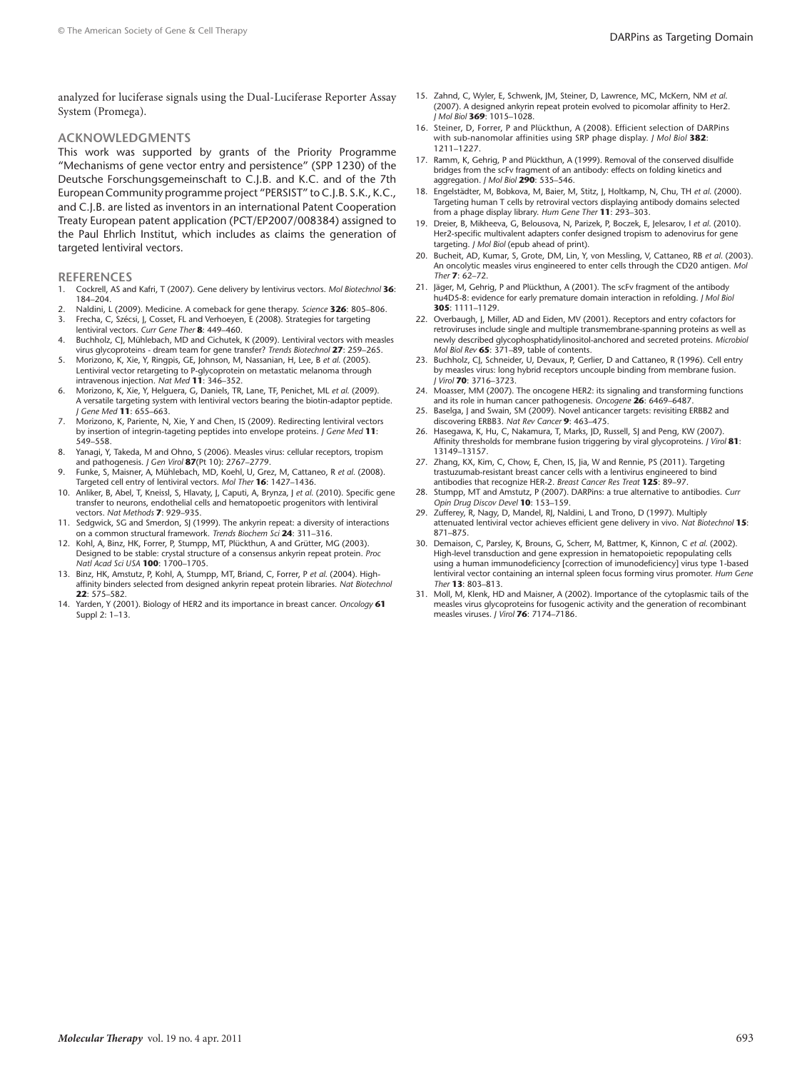analyzed for luciferase signals using the Dual-Luciferase Reporter Assay System (Promega).

## ACKNOWLEDGMENTS

This work was supported by grants of the Priority Programme "Mechanisms of gene vector entry and persistence" (SPP 1230) of the Deutsche Forschungsgemeinschaft to C.J.B. and K.C. and of the 7th European Community programme project "PERSIST" to C.J.B. S.K., K.C., and C.J.B. are listed as inventors in an international Patent Cooperation Treaty European patent application (PCT/EP2007/008384) assigned to the Paul Ehrlich Institut, which includes as claims the generation of targeted lentiviral vectors.

## REFERENCES

1. Cockrell, AS and Kafri, T (2007). Gene delivery by lentivirus vectors. *Mol Biotechnol* **36**: 184–204.
2. Naldini, L (2009). Medicine. A comeback for gene therapy. *Science* **326**: 805–806.
3. Frecha, C, Szécsi, J, Cosset, FL and Verhoeyen, E (2008). Strategies for targeting lentiviral vectors. *Curr Gene Ther* **8**: 449–460.
4. Buchholz, CJ, Mühlebach, MD and Cichutek, K (2009). Lentiviral vectors with measles virus glycoproteins - dream team for gene transfer? *Trends Biotechnol* **27**: 259–265.
5. Morizono, K, Xie, Y, Ringpis, GE, Johnson, M, Nassanian, H, Lee, B *et al.* (2005). Lentiviral vector retargeting to P-glycoprotein on metastatic melanoma through intravenous injection. *Nat Med* **11**: 346–352.
6. Morizono, K, Xie, Y, Helguera, G, Daniels, TR, Lane, TF, Penichet, ML *et al.* (2009). A versatile targeting system with lentiviral vectors bearing the biotin-adaptor peptide. *J Gene Med* **11**: 655–663.
7. Morizono, K, Pariente, N, Xie, Y and Chen, IS (2009). Redirecting lentiviral vectors by insertion of integrin-tageting peptides into envelope proteins. *J Gene Med* **11**: 549–558.
8. Yanagi, Y, Takeda, M and Ohno, S (2006). Measles virus: cellular receptors, tropism and pathogenesis. *J Gen Virol* **87**(Pt 10): 2767–2779.
9. Funke, S, Maisner, A, Mühlebach, MD, Koehl, U, Grez, M, Cattaneo, R *et al.* (2008). Targeted cell entry of lentiviral vectors. *Mol Ther* **16**: 1427–1436.
10. Anliker, B, Abel, T, Kneissl, S, Hlavaty, J, Caputi, A, Brynza, J *et al.* (2010). Specific gene transfer to neurons, endothelial cells and hematopoetic progenitors with lentiviral vectors. *Nat Methods* **7**: 929–935.
11. Sedgwick, SG and Smerdon, SJ (1999). The ankyrin repeat: a diversity of interactions on a common structural framework. *Trends Biochem Sci* **24**: 311–316.
12. Kohl, A, Binz, HK, Forrer, P, Stumpp, MT, Plückthun, A and Grütter, MG (2003). Designed to be stable: crystal structure of a consensus ankyrin repeat protein. *Proc Natl Acad Sci USA* **100**: 1700–1705.
13. Binz, HK, Amstutz, P, Kohl, A, Stumpp, MT, Briand, C, Forrer, P *et al.* (2004). High-affinity binders selected from designed ankyrin repeat protein libraries. *Nat Biotechnol* **22**: 575–582.
14. Yarden, Y (2001). Biology of HER2 and its importance in breast cancer. *Oncology* **61** Suppl 2: 1–13.
15. Zahnd, C, Wyler, E, Schwenk, JM, Steiner, D, Lawrence, MC, McKern, NM *et al.* (2007). A designed ankyrin repeat protein evolved to picomolar affinity to Her2. *J Mol Biol* **369**: 1015–1028.
16. Steiner, D, Forrer, P and Plückthun, A (2008). Efficient selection of DARPins with sub-nanomolar affinities using SRP phage display. *J Mol Biol* **382**: 1211–1227.
17. Ramm, K, Gehrig, P and Plückthun, A (1999). Removal of the conserved disulfide bridges from the scFv fragment of an antibody: effects on folding kinetics and aggregation. *J Mol Biol* **290**: 535–546.
18. Engelstädter, M, Bobkova, M, Baier, M, Stitz, J, Holtkamp, N, Chu, TH *et al.* (2000). Targeting human T cells by retroviral vectors displaying antibody domains selected from a phage display library. *Hum Gene Ther* **11**: 293–303.
19. Dreier, B, Mikheeva, G, Belousova, N, Parizek, P, Boczek, E, Jelesarov, I *et al.* (2010). Her2-specific multivalent adapters confer designed tropism to adenovirus for gene targeting. *J Mol Biol* (epub ahead of print).
20. Bucheit, AD, Kumar, S, Grote, DM, Lin, Y, von Messling, V, Cattaneo, RB *et al.* (2003). An oncolytic measles virus engineered to enter cells through the CD20 antigen. *Mol Ther* **7**: 62–72.
21. Jäger, M, Gehrig, P and Plückthun, A (2001). The scFv fragment of the antibody hu4D5-8: evidence for early premature domain interaction in refolding. *J Mol Biol* **305**: 1111–1129.
22. Overbaugh, J, Miller, AD and Eiden, MV (2001). Receptors and entry cofactors for retroviruses include single and multiple transmembrane-spanning proteins as well as newly described glycophosphatidylinositol-anchored and secreted proteins. *Microbiol Mol Biol Rev* **65**: 371–89, table of contents.
23. Buchholz, CJ, Schneider, U, Devaux, P, Gerlier, D and Cattaneo, R (1996). Cell entry by measles virus: long hybrid receptors uncouple binding from membrane fusion. *J Virol* **70**: 3716–3723.
24. Moasser, MM (2007). The oncogene HER2: its signaling and transforming functions and its role in human cancer pathogenesis. *Oncogene* **26**: 6469–6487.
25. Baselga, J and Swain, SM (2009). Novel anticancer targets: revisiting ERBB2 and discovering ERBB3. *Nat Rev Cancer* **9**: 463–475.
26. Hasegawa, K, Hu, C, Nakamura, T, Marks, JD, Russell, SJ and Peng, KW (2007). Affinity thresholds for membrane fusion triggering by viral glycoproteins. *J Virol* **81**: 13149–13157.
27. Zhang, KX, Kim, C, Chow, E, Chen, IS, Jia, W and Rennie, PS (2011). Targeting trastuzumab-resistant breast cancer cells with a lentivirus engineered to bind antibodies that recognize HER-2. *Breast Cancer Res Treat* **125**: 89–97.
28. Stumpp, MT and Amstutz, P (2007). DARPins: a true alternative to antibodies. *Curr Opin Drug Discov Devel* **10**: 153–159.
29. Zufferey, R, Nagy, D, Mandel, RJ, Naldini, L and Trono, D (1997). Multiply attenuated lentiviral vector achieves efficient gene delivery in vivo. *Nat Biotechnol* **15**: 871–875.
30. Demaison, C, Parsley, K, Brouns, G, Scherr, M, Battmer, K, Kinnon, C *et al.* (2002). High-level transduction and gene expression in hematopoietic repopulating cells using a human imunodeficiency [correction of imunodeficiency] virus type 1-based lentiviral vector containing an internal spleen focus forming virus promoter. *Hum Gene Ther* **13**: 803–813.
31. Moll, M, Klenk, HD and Maisner, A (2002). Importance of the cytoplasmic tails of the measles virus glycoproteins for fusogenic activity and the generation of recombinant measles viruses. *J Virol* **76**: 7174–7186.